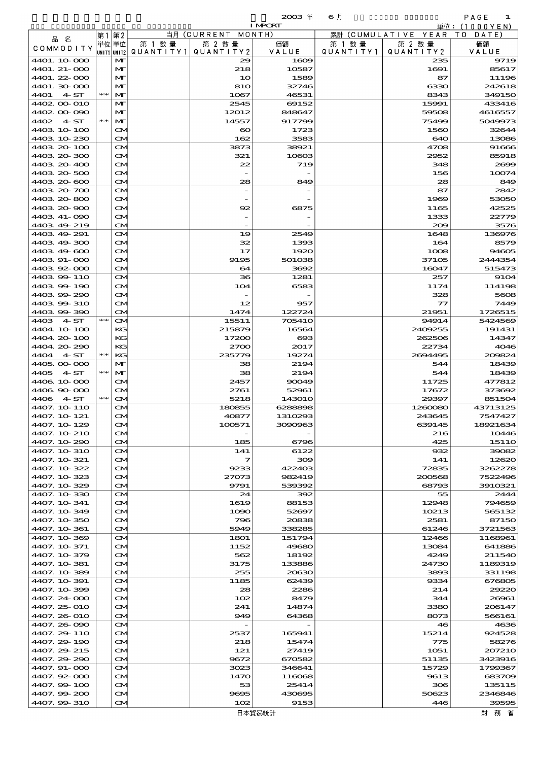2003 年 6 月 IMPORT

単位：(1000YEN)

| 品名 COMMODITY | 第1単位 UNIT1 | 第2単位 UNIT2 | 当月 (CURRENT MONTH) 第1数量 QUANTITY1 | 第2数量 QUANTITY2 | 価額 VALUE | 累計 (CUMULATIVE YEAR TO DATE) 第1数量 QUANTITY1 | 第2数量 QUANTITY2 | 価額 VALUE |
|---|---|---|---|---|---|---|---|---|
| 4401.10-000 | | MT | | 29 | 1609 | | 235 | 9719 |
| 4401.21-000 | | MT | | 218 | 10587 | | 1691 | 85617 |
| 4401.22-000 | | MT | | 10 | 1589 | | 87 | 11196 |
| 4401.30-000 | | MT | | 810 | 32746 | | 6330 | 242618 |
| 4401 4-ST | ** | MT | | 1067 | 46531 | | 8343 | 349150 |
| 4402.00-010 | | MT | | 2545 | 69152 | | 15991 | 433416 |
| 4402.00-090 | | MT | | 12012 | 848647 | | 59508 | 4616557 |
| 4402 4-ST | ** | MT | | 14557 | 917799 | | 75499 | 5049973 |
| 4403.10-100 | | CM | | 60 | 1723 | | 1560 | 32644 |
| 4403.10-230 | | CM | | 162 | 3583 | | 640 | 13086 |
| 4403.20-100 | | CM | | 3873 | 38921 | | 4708 | 91666 |
| 4403.20-300 | | CM | | 321 | 10603 | | 2952 | 85918 |
| 4403.20-400 | | CM | | 22 | 719 | | 348 | 2699 |
| 4403.20-500 | | CM | | - | - | | 156 | 10074 |
| 4403.20-600 | | CM | | 28 | 849 | | 28 | 849 |
| 4403.20-700 | | CM | | - | - | | 87 | 2842 |
| 4403.20-800 | | CM | | - | - | | 1969 | 53050 |
| 4403.20-900 | | CM | | 92 | 6875 | | 1165 | 42525 |
| 4403.41-090 | | CM | | - | - | | 1333 | 22779 |
| 4403.49-219 | | CM | | - | - | | 209 | 3576 |
| 4403.49-291 | | CM | | 19 | 2549 | | 1648 | 136976 |
| 4403.49-300 | | CM | | 32 | 1393 | | 164 | 8579 |
| 4403.49-600 | | CM | | 17 | 1920 | | 1008 | 94605 |
| 4403.91-000 | | CM | | 9195 | 501038 | | 37105 | 2444354 |
| 4403.92-000 | | CM | | 64 | 3692 | | 16047 | 515473 |
| 4403.99-110 | | CM | | 36 | 1281 | | 257 | 9104 |
| 4403.99-190 | | CM | | 104 | 6583 | | 1174 | 114198 |
| 4403.99-290 | | CM | | - | - | | 328 | 5608 |
| 4403.99-310 | | CM | | 12 | 957 | | 77 | 7449 |
| 4403.99-390 | | CM | | 1474 | 122724 | | 21951 | 1726515 |
| 4403 4-ST | ** | CM | | 15511 | 705410 | | 94914 | 5424569 |
| 4404.10-100 | | KG | | 215879 | 16564 | | 2409255 | 191431 |
| 4404.20-100 | | KG | | 17200 | 693 | | 262506 | 14347 |
| 4404.20-290 | | KG | | 2700 | 2017 | | 22734 | 4046 |
| 4404 4-ST | ** | KG | | 235779 | 19274 | | 2694495 | 209824 |
| 4405.00-000 | | MT | | 38 | 2194 | | 544 | 18439 |
| 4405 4-ST | ** | MT | | 38 | 2194 | | 544 | 18439 |
| 4406.10-000 | | CM | | 2457 | 90049 | | 11725 | 477812 |
| 4406.90-000 | | CM | | 2761 | 52961 | | 17672 | 373692 |
| 4406 4-ST | ** | CM | | 5218 | 143010 | | 29397 | 851504 |
| 4407.10-110 | | CM | | 180855 | 6288898 | | 1260080 | 43713125 |
| 4407.10-121 | | CM | | 40877 | 1310293 | | 243645 | 7547427 |
| 4407.10-129 | | CM | | 100571 | 3090963 | | 639145 | 18921634 |
| 4407.10-210 | | CM | | - | - | | 216 | 10446 |
| 4407.10-290 | | CM | | 185 | 6796 | | 425 | 15110 |
| 4407.10-310 | | CM | | 141 | 6122 | | 932 | 39082 |
| 4407.10-321 | | CM | | 7 | 309 | | 141 | 12620 |
| 4407.10-322 | | CM | | 9233 | 422403 | | 72835 | 3262278 |
| 4407.10-323 | | CM | | 27073 | 982419 | | 200568 | 7522496 |
| 4407.10-329 | | CM | | 9791 | 539392 | | 68793 | 3910321 |
| 4407.10-330 | | CM | | 24 | 392 | | 55 | 2444 |
| 4407.10-341 | | CM | | 1619 | 88153 | | 12948 | 794659 |
| 4407.10-349 | | CM | | 1090 | 52697 | | 10213 | 565132 |
| 4407.10-350 | | CM | | 796 | 20838 | | 2581 | 87150 |
| 4407.10-361 | | CM | | 5949 | 338285 | | 61246 | 3721563 |
| 4407.10-369 | | CM | | 1801 | 151794 | | 12466 | 1168961 |
| 4407.10-371 | | CM | | 1152 | 49680 | | 13084 | 641886 |
| 4407.10-379 | | CM | | 562 | 18192 | | 4249 | 211540 |
| 4407.10-381 | | CM | | 3175 | 133886 | | 24730 | 1189319 |
| 4407.10-389 | | CM | | 255 | 20630 | | 3893 | 331198 |
| 4407.10-391 | | CM | | 1185 | 62439 | | 9334 | 676805 |
| 4407.10-399 | | CM | | 28 | 2286 | | 214 | 29220 |
| 4407.24-000 | | CM | | 102 | 8479 | | 344 | 26961 |
| 4407.25-010 | | CM | | 241 | 14874 | | 3380 | 206147 |
| 4407.26-010 | | CM | | 949 | 64368 | | 8073 | 566161 |
| 4407.26-090 | | CM | | - | - | | 46 | 4636 |
| 4407.29-110 | | CM | | 2537 | 165941 | | 15214 | 924528 |
| 4407.29-190 | | CM | | 218 | 15474 | | 775 | 58276 |
| 4407.29-215 | | CM | | 121 | 27419 | | 1051 | 207210 |
| 4407.29-290 | | CM | | 9672 | 670582 | | 51135 | 3423916 |
| 4407.91-000 | | CM | | 3023 | 346641 | | 15729 | 1799367 |
| 4407.92-000 | | CM | | 1470 | 116068 | | 9613 | 683709 |
| 4407.99-100 | | CM | | 53 | 25414 | | 306 | 135115 |
| 4407.99-200 | | CM | | 9695 | 430695 | | 50623 | 2346846 |
| 4407.99-310 | | CM | | 102 | 9153 | | 446 | 39595 |

日本貿易統計　財務省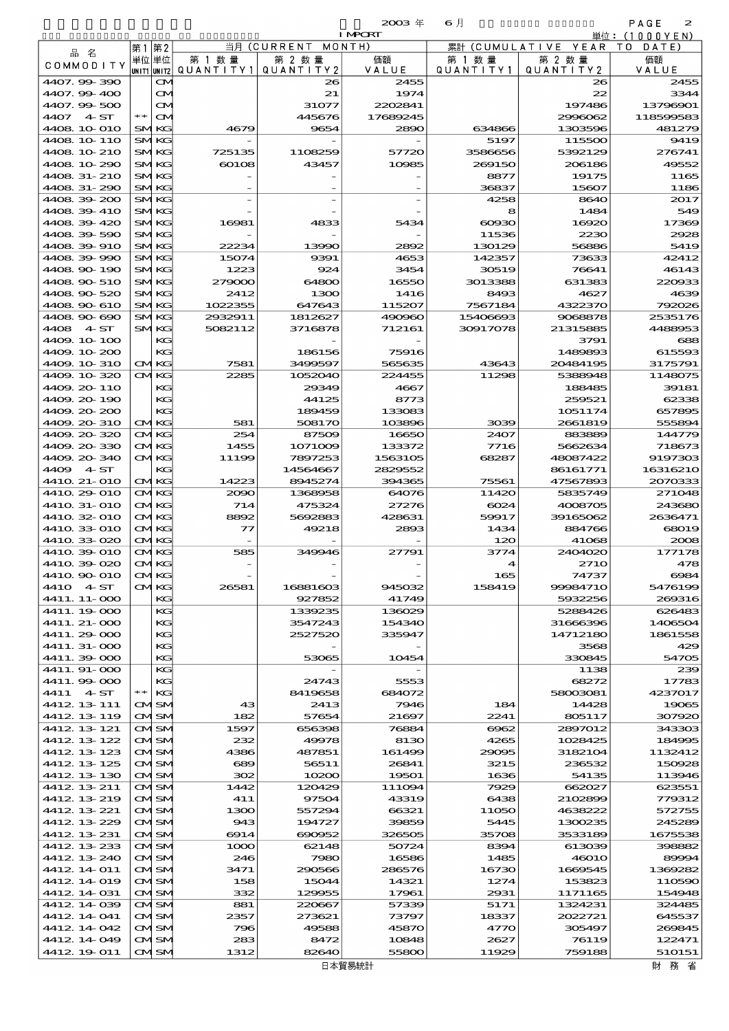2003 年 6 月

IMPORT

単位：(1000YEN)

| 品名 COMMODITY | 第1単位 UNIT1 | 第2単位 UNIT2 | 当月 (CURRENT MONTH) 第1数量 QUANTITY1 | 第2数量 QUANTITY2 | 価額 VALUE | 累計 (CUMULATIVE YEAR TO DATE) 第1数量 QUANTITY1 | 第2数量 QUANTITY2 | 価額 VALUE |
|---|---|---|---|---|---|---|---|---|
| 4407.99-390 | | CM | | 26 | 2455 | | 26 | 2455 |
| 4407.99-400 | | CM | | 21 | 1974 | | 22 | 3344 |
| 4407.99-500 | | CM | | 31077 | 2202841 | | 197486 | 13796901 |
| 4407 4-ST | ** | CM | | 445676 | 17689245 | | 2996062 | 118599583 |
| 4408.10-010 | SM | KG | 4679 | 9654 | 2890 | 634866 | 1303596 | 481279 |
| 4408.10-110 | SM | KG | - | - | - | 5197 | 115500 | 9419 |
| 4408.10-210 | SM | KG | 725135 | 1108259 | 57720 | 3586656 | 5392129 | 276741 |
| 4408.10-290 | SM | KG | 60108 | 43457 | 10985 | 269150 | 206186 | 49552 |
| 4408.31-210 | SM | KG | - | - | - | 8877 | 19175 | 1165 |
| 4408.31-290 | SM | KG | - | - | - | 36837 | 15607 | 1186 |
| 4408.39-200 | SM | KG | - | - | - | 4258 | 8640 | 2017 |
| 4408.39-410 | SM | KG | - | - | - | 8 | 1484 | 549 |
| 4408.39-420 | SM | KG | 16981 | 4833 | 5434 | 60930 | 16920 | 17369 |
| 4408.39-590 | SM | KG | - | - | - | 11536 | 2230 | 2928 |
| 4408.39-910 | SM | KG | 22234 | 13990 | 2892 | 130129 | 56886 | 5419 |
| 4408.39-990 | SM | KG | 15074 | 9391 | 4653 | 142357 | 73633 | 42412 |
| 4408.90-190 | SM | KG | 1223 | 924 | 3454 | 30519 | 76641 | 46143 |
| 4408.90-510 | SM | KG | 279000 | 64800 | 16550 | 3013388 | 631383 | 220933 |
| 4408.90-520 | SM | KG | 2412 | 1300 | 1416 | 8493 | 4627 | 4639 |
| 4408.90-610 | SM | KG | 1022355 | 647643 | 115207 | 7567184 | 4322370 | 792026 |
| 4408.90-690 | SM | KG | 2932911 | 1812627 | 490960 | 15406693 | 9068878 | 2535176 |
| 4408 4-ST | SM | KG | 5082112 | 3716878 | 712161 | 30917078 | 21315885 | 4488953 |
| 4409.10-100 | | KG | | - | - | | 3791 | 688 |
| 4409.10-200 | | KG | | 186156 | 75916 | | 1489893 | 615593 |
| 4409.10-310 | CM | KG | 7581 | 3499597 | 565635 | 43643 | 20484195 | 3175791 |
| 4409.10-320 | CM | KG | 2285 | 1052040 | 224455 | 11298 | 5388948 | 1148075 |
| 4409.20-110 | | KG | | 29349 | 4667 | | 188485 | 39181 |
| 4409.20-190 | | KG | | 44125 | 8773 | | 259521 | 62338 |
| 4409.20-200 | | KG | | 189459 | 133083 | | 1051174 | 657895 |
| 4409.20-310 | CM | KG | 581 | 508170 | 103896 | 3039 | 2661819 | 555894 |
| 4409.20-320 | CM | KG | 254 | 87509 | 16650 | 2407 | 883889 | 144779 |
| 4409.20-330 | CM | KG | 1455 | 1071009 | 133372 | 7716 | 5662634 | 718673 |
| 4409.20-340 | CM | KG | 11199 | 7897253 | 1563105 | 68287 | 48087422 | 9197303 |
| 4409 4-ST | | KG | | 14564667 | 2829552 | | 86161771 | 16316210 |
| 4410.21-010 | CM | KG | 14223 | 8945274 | 394365 | 75561 | 47567893 | 2070333 |
| 4410.29-010 | CM | KG | 2090 | 1368958 | 64076 | 11420 | 5835749 | 271048 |
| 4410.31-010 | CM | KG | 714 | 475324 | 27276 | 6024 | 4008705 | 243680 |
| 4410.32-010 | CM | KG | 8892 | 5692883 | 428631 | 59917 | 39165062 | 2636471 |
| 4410.33-010 | CM | KG | 77 | 49218 | 2893 | 1434 | 884766 | 68019 |
| 4410.33-020 | CM | KG | - | - | - | 120 | 41068 | 2008 |
| 4410.39-010 | CM | KG | 585 | 349946 | 27791 | 3774 | 2404020 | 177178 |
| 4410.39-020 | CM | KG | - | - | - | 4 | 2710 | 478 |
| 4410.90-010 | CM | KG | - | - | - | 165 | 74737 | 6984 |
| 4410 4-ST | CM | KG | 26581 | 16881603 | 945032 | 158419 | 99984710 | 5476199 |
| 4411.11-000 | | KG | | 927852 | 41749 | | 5932256 | 269316 |
| 4411.19-000 | | KG | | 1339235 | 136029 | | 5288426 | 626483 |
| 4411.21-000 | | KG | | 3547243 | 154340 | | 31666396 | 1406504 |
| 4411.29-000 | | KG | | 2527520 | 335947 | | 14712180 | 1861558 |
| 4411.31-000 | | KG | | - | - | | 3568 | 429 |
| 4411.39-000 | | KG | | 53065 | 10454 | | 330845 | 54705 |
| 4411.91-000 | | KG | | - | - | | 1138 | 239 |
| 4411.99-000 | | KG | | 24743 | 5553 | | 68272 | 17783 |
| 4411 4-ST | ** | KG | | 8419658 | 684072 | | 58003081 | 4237017 |
| 4412.13-111 | CM | SM | 43 | 2413 | 7946 | 184 | 14428 | 19065 |
| 4412.13-119 | CM | SM | 182 | 57654 | 21697 | 2241 | 805117 | 307920 |
| 4412.13-121 | CM | SM | 1597 | 656398 | 76884 | 6962 | 2897012 | 343303 |
| 4412.13-122 | CM | SM | 232 | 49978 | 8130 | 4265 | 1028425 | 184995 |
| 4412.13-123 | CM | SM | 4386 | 487851 | 161499 | 29095 | 3182104 | 1132412 |
| 4412.13-125 | CM | SM | 689 | 56511 | 26841 | 3215 | 236532 | 150928 |
| 4412.13-130 | CM | SM | 302 | 10200 | 19501 | 1636 | 54135 | 113946 |
| 4412.13-211 | CM | SM | 1442 | 120429 | 111094 | 7929 | 662027 | 623551 |
| 4412.13-219 | CM | SM | 411 | 97504 | 43319 | 6438 | 2102899 | 779312 |
| 4412.13-221 | CM | SM | 1300 | 557294 | 66321 | 11050 | 4638222 | 572755 |
| 4412.13-229 | CM | SM | 943 | 194727 | 39859 | 5445 | 1300235 | 245289 |
| 4412.13-231 | CM | SM | 6914 | 690952 | 326505 | 35708 | 3533189 | 1675538 |
| 4412.13-233 | CM | SM | 1000 | 62148 | 50724 | 8394 | 613039 | 398882 |
| 4412.13-240 | CM | SM | 246 | 7980 | 16586 | 1485 | 46010 | 89994 |
| 4412.14-011 | CM | SM | 3471 | 290566 | 286576 | 16730 | 1669545 | 1369282 |
| 4412.14-019 | CM | SM | 158 | 15044 | 14321 | 1274 | 153823 | 110590 |
| 4412.14-031 | CM | SM | 332 | 129955 | 17961 | 2931 | 1171165 | 154948 |
| 4412.14-039 | CM | SM | 881 | 220667 | 57339 | 5171 | 1324231 | 324485 |
| 4412.14-041 | CM | SM | 2357 | 273621 | 73797 | 18337 | 2022721 | 645537 |
| 4412.14-042 | CM | SM | 796 | 49588 | 45870 | 4770 | 305497 | 269845 |
| 4412.14-049 | CM | SM | 283 | 8472 | 10848 | 2627 | 76119 | 122471 |
| 4412.19-011 | CM | SM | 1312 | 82640 | 55800 | 11929 | 759188 | 510151 |

日本貿易統計　　財務省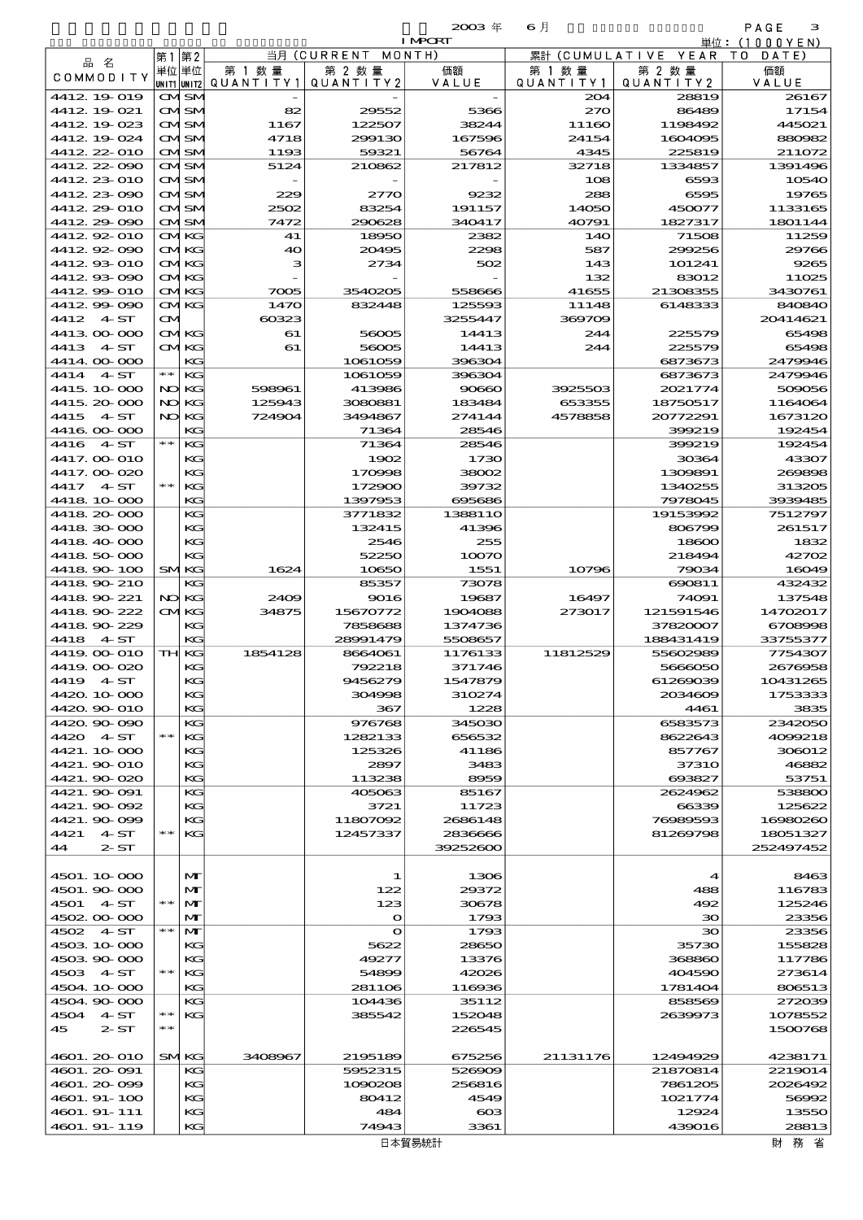2003 年 6 月 IMPORT 単位：(1000YEN)

| 品 名 COMMODITY | 第1単位 UNIT1 | 第2単位 UNIT2 | 当月 (CURRENT MONTH) 第 1 数 量 QUANTITY1 | 第 2 数 量 QUANTITY2 | 価額 VALUE | 累計 (CUMULATIVE YEAR TO DATE) 第 1 数 量 QUANTITY1 | 第 2 数 量 QUANTITY2 | 価額 VALUE |
|---|---|---|---|---|---|---|---|---|
| 4412.19-019 | CM | SM | - | - | - | 204 | 28819 | 26167 |
| 4412.19-021 | CM | SM | 82 | 29552 | 5366 | 270 | 86489 | 17154 |
| 4412.19-023 | CM | SM | 1167 | 122507 | 38244 | 11160 | 1198492 | 445021 |
| 4412.19-024 | CM | SM | 4718 | 299130 | 167596 | 24154 | 1604095 | 880982 |
| 4412.22-010 | CM | SM | 1193 | 59321 | 56764 | 4345 | 225819 | 211072 |
| 4412.22-090 | CM | SM | 5124 | 210862 | 217812 | 32718 | 1334857 | 1391496 |
| 4412.23-010 | CM | SM | - | - | - | 108 | 6593 | 10540 |
| 4412.23-090 | CM | SM | 229 | 2770 | 9232 | 288 | 6595 | 19765 |
| 4412.29-010 | CM | SM | 2502 | 83254 | 191157 | 14050 | 450077 | 1133165 |
| 4412.29-090 | CM | SM | 7472 | 290628 | 340417 | 40791 | 1827317 | 1801144 |
| 4412.92-010 | CM | KG | 41 | 18950 | 2382 | 140 | 71508 | 11259 |
| 4412.92-090 | CM | KG | 40 | 20495 | 2298 | 587 | 299256 | 29766 |
| 4412.93-010 | CM | KG | 3 | 2734 | 502 | 143 | 101241 | 9265 |
| 4412.93-090 | CM | KG | - | - | - | 132 | 83012 | 11025 |
| 4412.99-010 | CM | KG | 7005 | 3540205 | 558666 | 41655 | 21308355 | 3430761 |
| 4412.99-090 | CM | KG | 1470 | 832448 | 125593 | 11148 | 6148333 | 840840 |
| 4412 4-ST | CM | | 60323 | | 3255447 | 369709 | | 20414621 |
| 4413.00-000 | CM | KG | 61 | 56005 | 14413 | 244 | 225579 | 65498 |
| 4413 4-ST | CM | KG | 61 | 56005 | 14413 | 244 | 225579 | 65498 |
| 4414.00-000 | | KG | | 1061059 | 396304 | | 6873673 | 2479946 |
| 4414 4-ST | ** | KG | | 1061059 | 396304 | | 6873673 | 2479946 |
| 4415.10-000 | NO | KG | 598961 | 413986 | 90660 | 3925503 | 2021774 | 509056 |
| 4415.20-000 | NO | KG | 125943 | 3080881 | 183484 | 653355 | 18750517 | 1164064 |
| 4415 4-ST | NO | KG | 724904 | 3494867 | 274144 | 4578858 | 20772291 | 1673120 |
| 4416.00-000 | | KG | | 71364 | 28546 | | 399219 | 192454 |
| 4416 4-ST | ** | KG | | 71364 | 28546 | | 399219 | 192454 |
| 4417.00-010 | | KG | | 1902 | 1730 | | 30364 | 43307 |
| 4417.00-020 | | KG | | 170998 | 38002 | | 1309891 | 269898 |
| 4417 4-ST | ** | KG | | 172900 | 39732 | | 1340255 | 313205 |
| 4418.10-000 | | KG | | 1397953 | 695686 | | 7978045 | 3939485 |
| 4418.20-000 | | KG | | 3771832 | 1388110 | | 19153992 | 7512797 |
| 4418.30-000 | | KG | | 132415 | 41396 | | 806799 | 261517 |
| 4418.40-000 | | KG | | 2546 | 255 | | 18600 | 1832 |
| 4418.50-000 | | KG | | 52250 | 10070 | | 218494 | 42702 |
| 4418.90-100 | SM | KG | 1624 | 10650 | 1551 | 10796 | 79034 | 16049 |
| 4418.90-210 | | KG | | 85357 | 73078 | | 690811 | 432432 |
| 4418.90-221 | NO | KG | 2409 | 9016 | 19687 | 16497 | 74091 | 137548 |
| 4418.90-222 | CM | KG | 34875 | 15670772 | 1904088 | 273017 | 121591546 | 14702017 |
| 4418.90-229 | | KG | | 7858688 | 1374736 | | 37820007 | 6708998 |
| 4418 4-ST | | KG | | 28991479 | 5508657 | | 188431419 | 33755377 |
| 4419.00-010 | TH | KG | 1854128 | 8664061 | 1176133 | 11812529 | 55602989 | 7754307 |
| 4419.00-020 | | KG | | 792218 | 371746 | | 5666050 | 2676958 |
| 4419 4-ST | | KG | | 9456279 | 1547879 | | 61269039 | 10431265 |
| 4420.10-000 | | KG | | 304998 | 310274 | | 2034609 | 1753333 |
| 4420.90-010 | | KG | | 367 | 1228 | | 4461 | 3835 |
| 4420.90-090 | | KG | | 976768 | 345030 | | 6583573 | 2342050 |
| 4420 4-ST | ** | KG | | 1282133 | 656532 | | 8622643 | 4099218 |
| 4421.10-000 | | KG | | 125326 | 41186 | | 857767 | 306012 |
| 4421.90-010 | | KG | | 2897 | 3483 | | 37310 | 46882 |
| 4421.90-020 | | KG | | 113238 | 8959 | | 693827 | 53751 |
| 4421.90-091 | | KG | | 405063 | 85167 | | 2624962 | 538800 |
| 4421.90-092 | | KG | | 3721 | 11723 | | 66339 | 125622 |
| 4421.90-099 | | KG | | 11807092 | 2686148 | | 76989593 | 16980260 |
| 4421 4-ST | ** | KG | | 12457337 | 2836666 | | 81269798 | 18051327 |
| 44 2-ST | | | | | 39252600 | | | 252497452 |
| 4501.10-000 | | MT | | 1 | 1306 | | 4 | 8463 |
| 4501.90-000 | | MT | | 122 | 29372 | | 488 | 116783 |
| 4501 4-ST | ** | MT | | 123 | 30678 | | 492 | 125246 |
| 4502.00-000 | | MT | | 0 | 1793 | | 30 | 23356 |
| 4502 4-ST | ** | MT | | 0 | 1793 | | 30 | 23356 |
| 4503.10-000 | | KG | | 5622 | 28650 | | 35730 | 155828 |
| 4503.90-000 | | KG | | 49277 | 13376 | | 368860 | 117786 |
| 4503 4-ST | ** | KG | | 54899 | 42026 | | 404590 | 273614 |
| 4504.10-000 | | KG | | 281106 | 116936 | | 1781404 | 806513 |
| 4504.90-000 | | KG | | 104436 | 35112 | | 858569 | 272039 |
| 4504 4-ST | ** | KG | | 385542 | 152048 | | 2639973 | 1078552 |
| 45 2-ST | ** | | | | 226545 | | | 1500768 |
| 4601.20-010 | SM | KG | 3408967 | 2195189 | 675256 | 21131176 | 12494929 | 4238171 |
| 4601.20-091 | | KG | | 5952315 | 526909 | | 21870814 | 2219014 |
| 4601.20-099 | | KG | | 1090208 | 256816 | | 7861205 | 2026492 |
| 4601.91-100 | | KG | | 80412 | 4549 | | 1021774 | 56992 |
| 4601.91-111 | | KG | | 484 | 603 | | 12924 | 13550 |
| 4601.91-119 | | KG | | 74943 | 3361 | | 439016 | 28813 |

日本貿易統計 財 務 省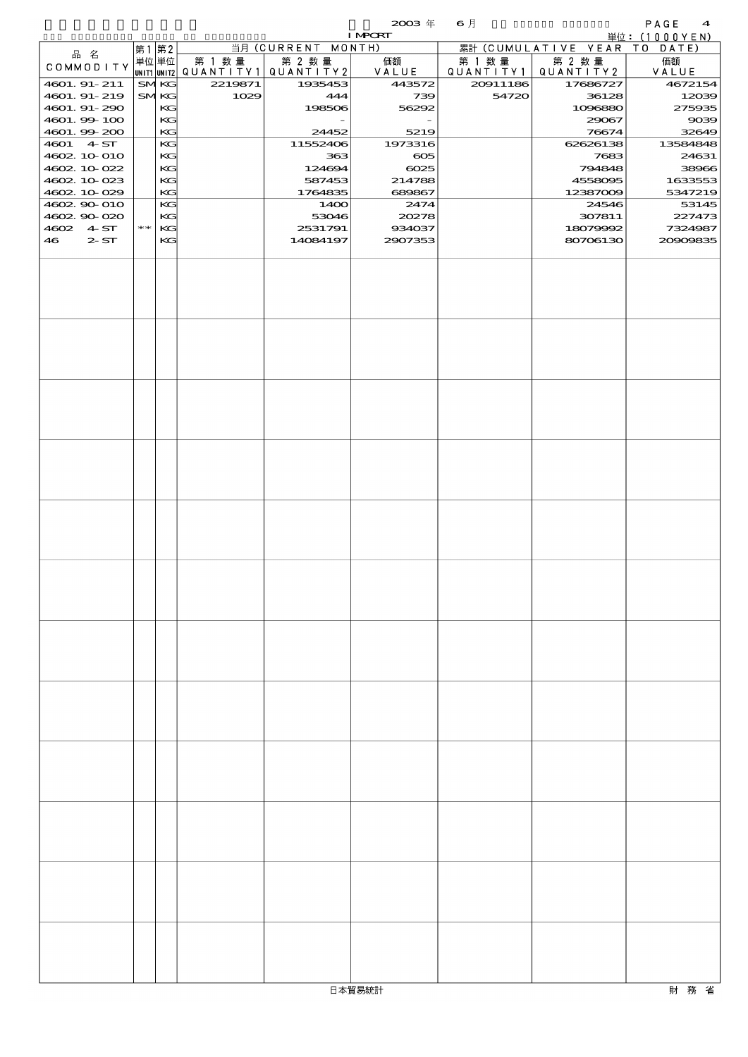2003 年 6 月

IMPORT

単位: (1000YEN)

| 品 名 COMMODITY | 第1 単位 UNIT1 | 第2 単位 UNIT2 | 当月 (CURRENT MONTH) 第 1 数 量 QUANTITY1 | 第 2 数 量 QUANTITY2 | 価額 VALUE | 累計 (CUMULATIVE YEAR TO DATE) 第 1 数 量 QUANTITY1 | 第 2 数 量 QUANTITY2 | 価額 VALUE |
|---|---|---|---|---|---|---|---|---|
| 4601.91-211 | SM | KG | 2219871 | 1935453 | 443572 | 20911186 | 17686727 | 4672154 |
| 4601.91-219 | SM | KG | 1029 | 444 | 739 | 54720 | 36128 | 12039 |
| 4601.91-290 | | KG | | 198506 | 56292 | | 1096880 | 275935 |
| 4601.99-100 | | KG | | - | - | | 29067 | 9039 |
| 4601.99-200 | | KG | | 24452 | 5219 | | 76674 | 32649 |
| 4601 4-ST | | KG | | 11552406 | 1973316 | | 62626138 | 13584848 |
| 4602.10-010 | | KG | | 363 | 605 | | 7683 | 24631 |
| 4602.10-022 | | KG | | 124694 | 6025 | | 794848 | 38966 |
| 4602.10-023 | | KG | | 587453 | 214788 | | 4558095 | 1633553 |
| 4602.10-029 | | KG | | 1764835 | 689867 | | 12387009 | 5347219 |
| 4602.90-010 | | KG | | 1400 | 2474 | | 24546 | 53145 |
| 4602.90-020 | | KG | | 53046 | 20278 | | 307811 | 227473 |
| 4602 4-ST | ** | KG | | 2531791 | 934037 | | 18079992 | 7324987 |
| 46 2-ST | | KG | | 14084197 | 2907353 | | 80706130 | 20909835 |

日本貿易統計

財 務 省